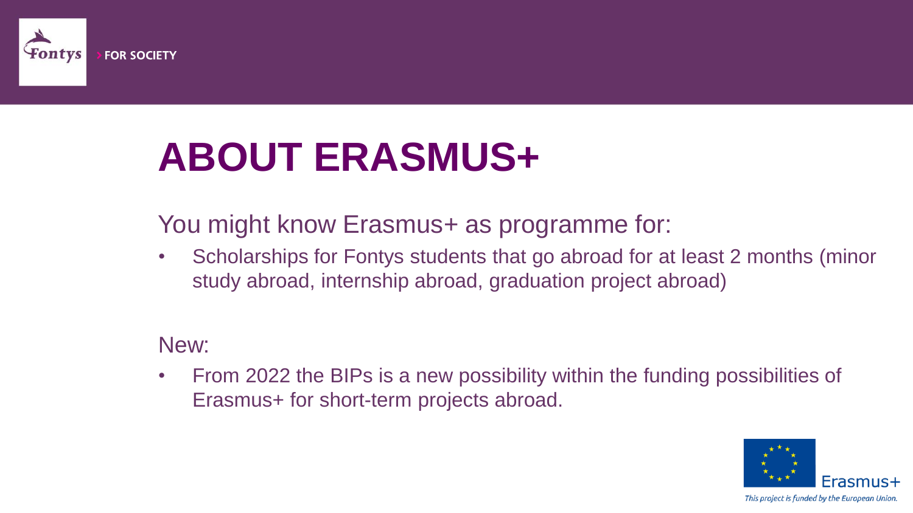# ABOUT ERASMUS+

You might know Erasmus+ as programme for:

- Scholarships for Fontys students that go abroad for at least 2 months (minor study abroad, internship abroad, graduation project abroad)

New:

- From 2022 the BIPs is a new possibility within the funding possibilities of Erasmus+ for short-term projects abroad.

*This project is funded by the European Union.*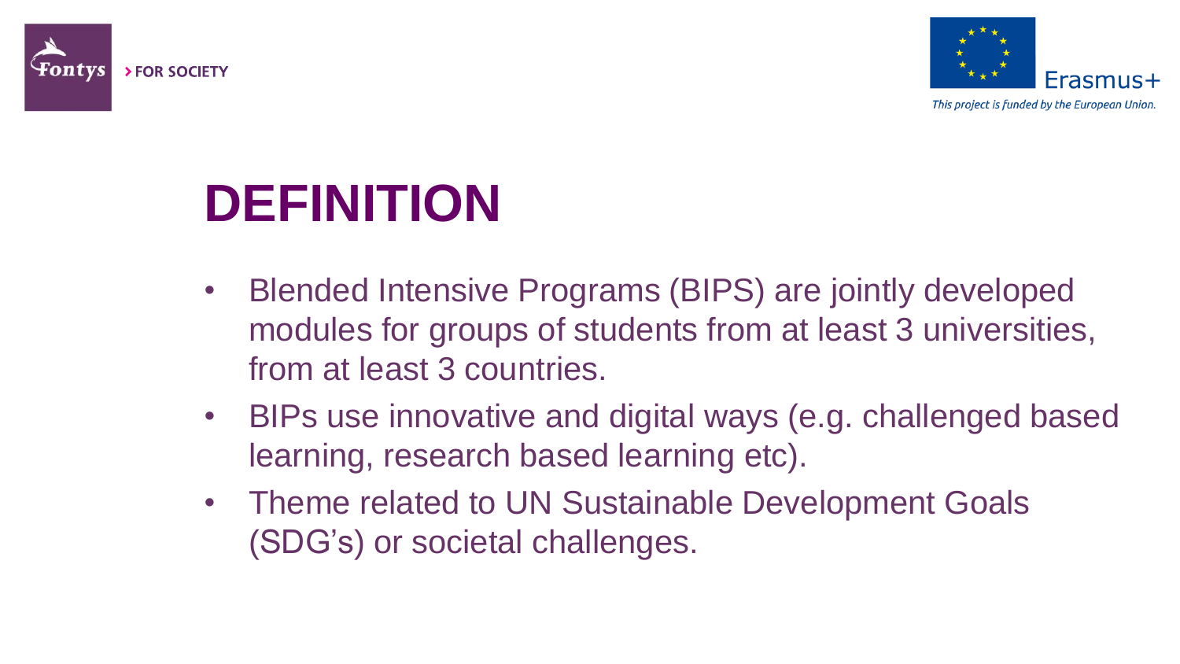# DEFINITION

- Blended Intensive Programs (BIPS) are jointly developed modules for groups of students from at least 3 universities, from at least 3 countries.
- BIPs use innovative and digital ways (e.g. challenged based learning, research based learning etc).
- Theme related to UN Sustainable Development Goals (SDG's) or societal challenges.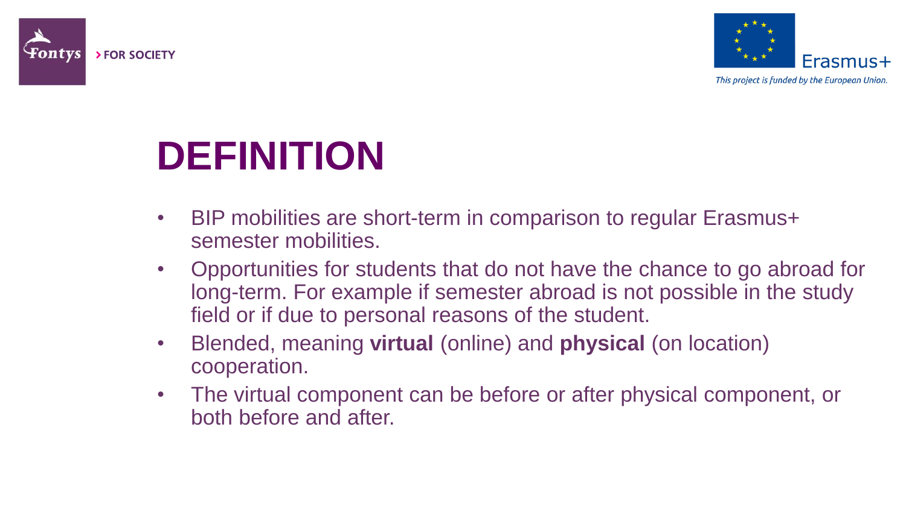# DEFINITION

- BIP mobilities are short-term in comparison to regular Erasmus+ semester mobilities.
- Opportunities for students that do not have the chance to go abroad for long-term. For example if semester abroad is not possible in the study field or if due to personal reasons of the student.
- Blended, meaning **virtual** (online) and **physical** (on location) cooperation.
- The virtual component can be before or after physical component, or both before and after.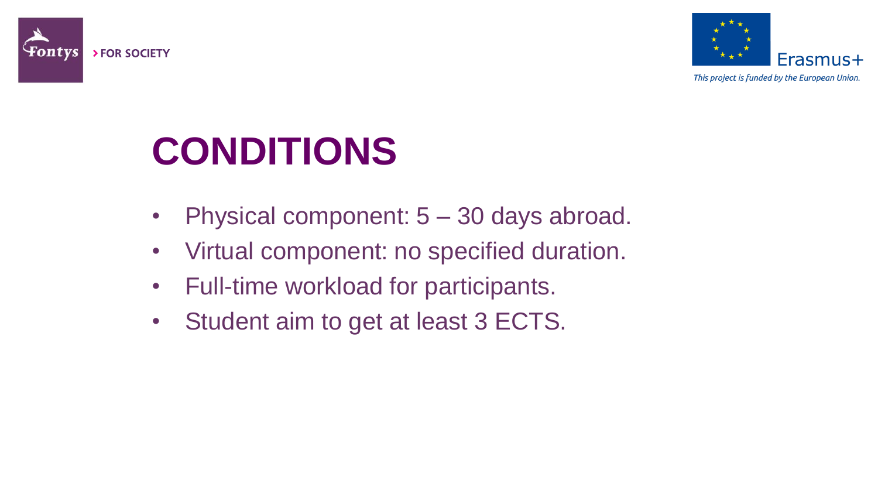# CONDITIONS

- Physical component: 5 – 30 days abroad.
- Virtual component: no specified duration.
- Full-time workload for participants.
- Student aim to get at least 3 ECTS.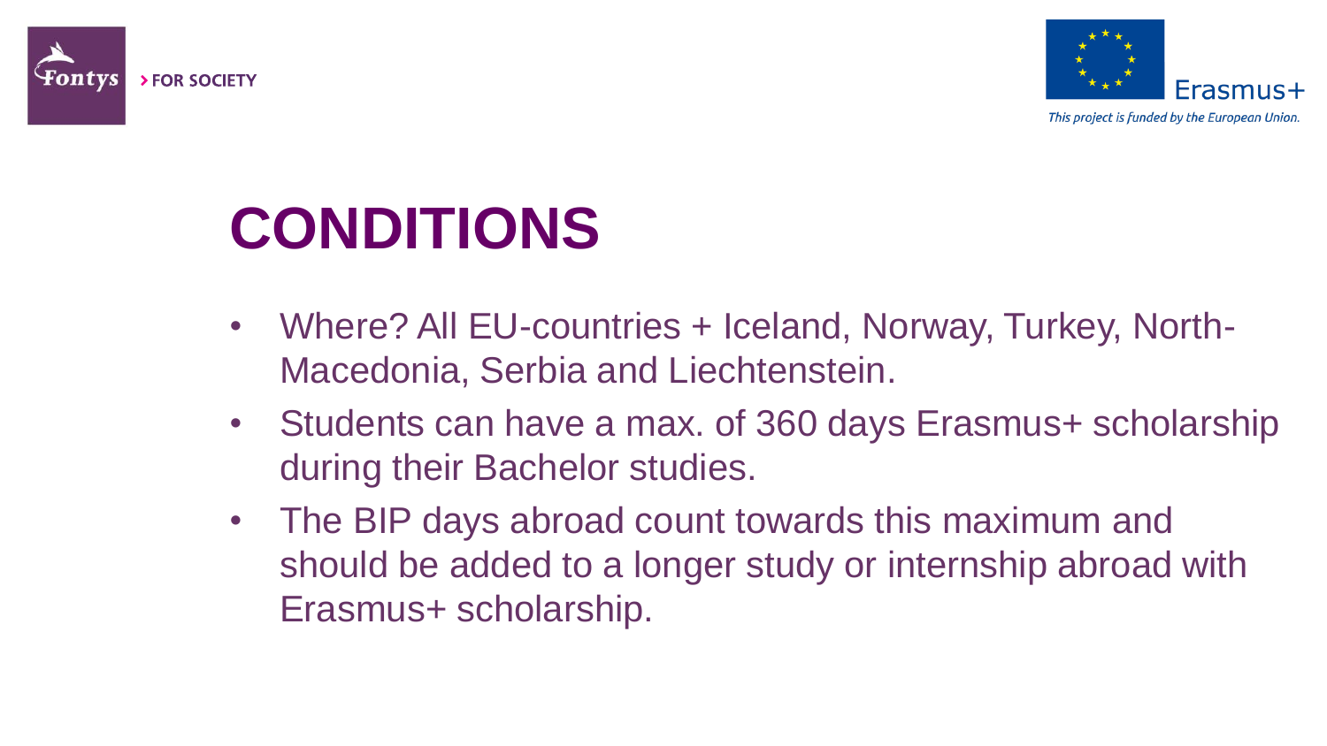# CONDITIONS

- Where? All EU-countries + Iceland, Norway, Turkey, North-Macedonia, Serbia and Liechtenstein.
- Students can have a max. of 360 days Erasmus+ scholarship during their Bachelor studies.
- The BIP days abroad count towards this maximum and should be added to a longer study or internship abroad with Erasmus+ scholarship.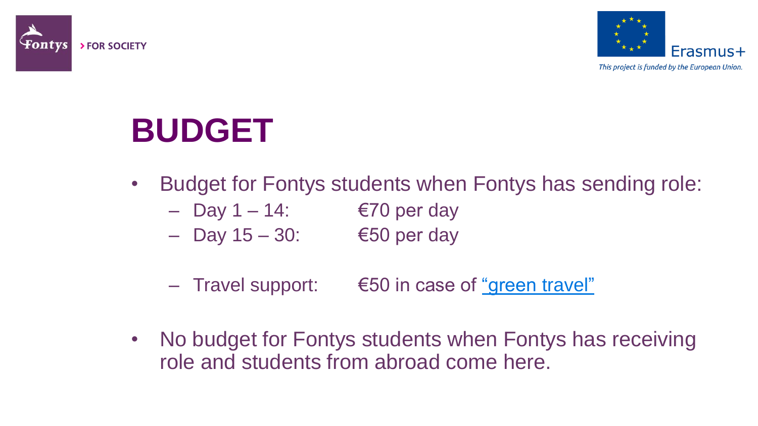# BUDGET

- Budget for Fontys students when Fontys has sending role:
  - Day 1 – 14: €70 per day
  - Day 15 – 30: €50 per day
  - Travel support: €50 in case of "green travel"
- No budget for Fontys students when Fontys has receiving role and students from abroad come here.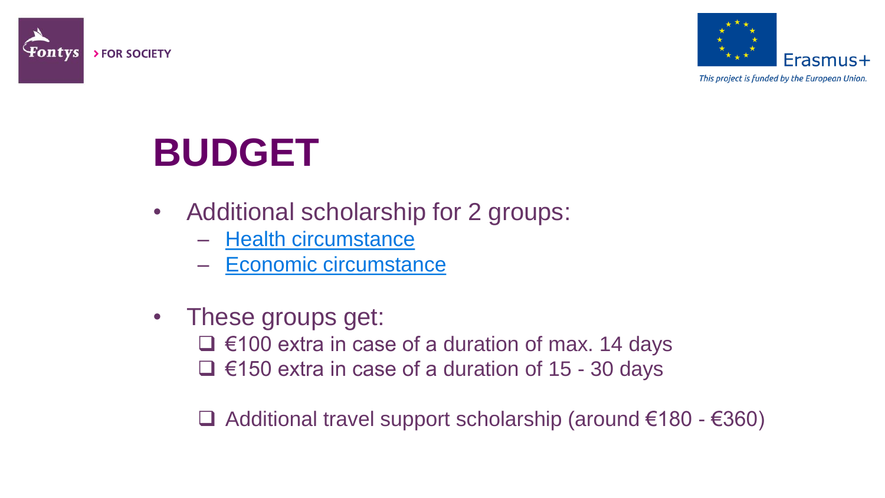# BUDGET

- Additional scholarship for 2 groups:
  - Health circumstance
  - Economic circumstance

- These groups get:
  - ❑ €100 extra in case of a duration of max. 14 days
  - ❑ €150 extra in case of a duration of 15 - 30 days

  - ❑ Additional travel support scholarship (around €180 - €360)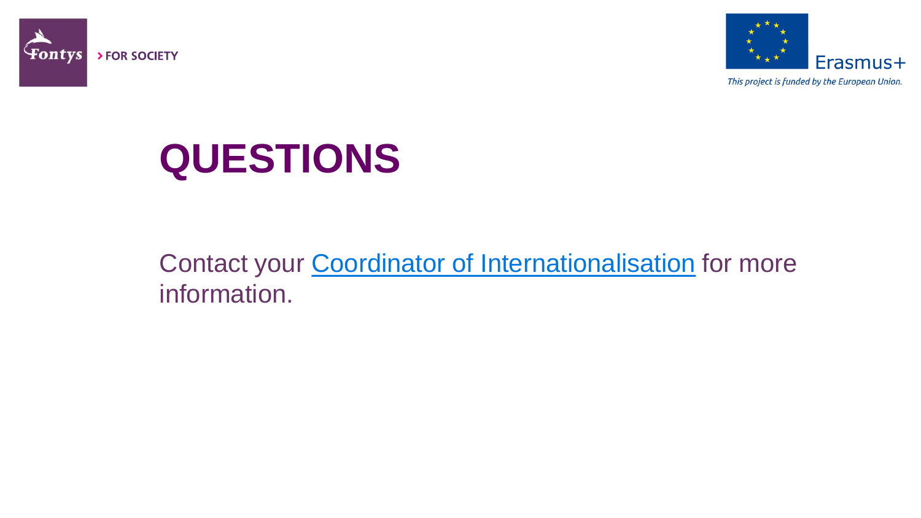# QUESTIONS

Contact your Coordinator of Internationalisation for more information.